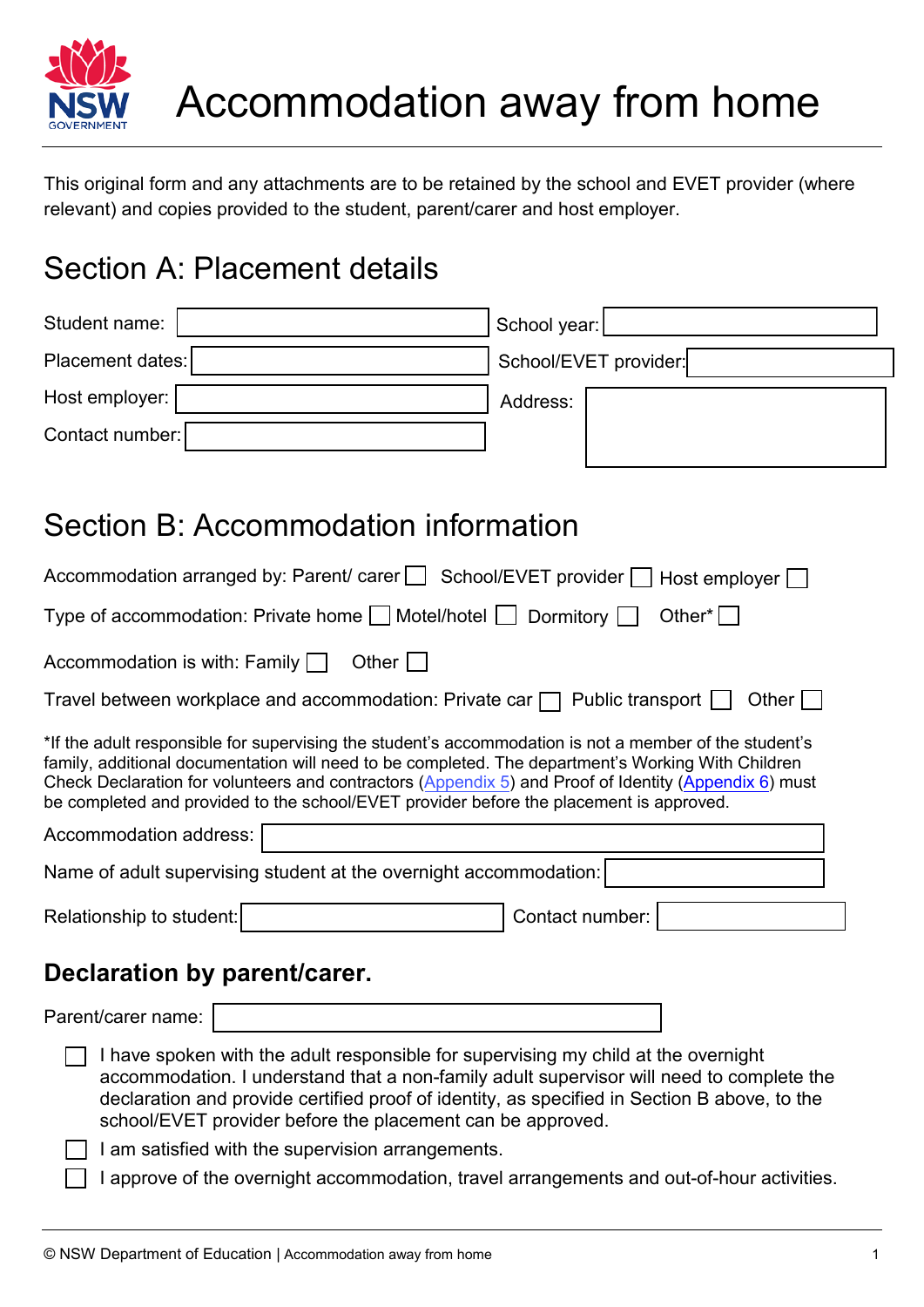# Accommodation away from home

This original form and any attachments are to be retained by the school and EVET provider (where relevant) and copies provided to the student, parent/carer and host employer.

## Section A: Placement details

Student name: ______________________ School year: ______________________

Placement dates: ______________________ School/EVET provider: ______________________

Host employer: ______________________ Address: ______________________

Contact number: ______________________

## Section B: Accommodation information

Accommodation arranged by: Parent/ carer ☐ School/EVET provider ☐ Host employer ☐

Type of accommodation: Private home ☐ Motel/hotel ☐ Dormitory ☐ Other* ☐

Accommodation is with: Family ☐ Other ☐

Travel between workplace and accommodation: Private car ☐ Public transport ☐ Other ☐

*If the adult responsible for supervising the student's accommodation is not a member of the student's family, additional documentation will need to be completed. The department's Working With Children Check Declaration for volunteers and contractors (Appendix 5) and Proof of Identity (Appendix 6) must be completed and provided to the school/EVET provider before the placement is approved.

Accommodation address: ______________________

Name of adult supervising student at the overnight accommodation: ______________________

Relationship to student: ______________________ Contact number: ______________________

### Declaration by parent/carer.

Parent/carer name: ______________________

- ☐ I have spoken with the adult responsible for supervising my child at the overnight accommodation. I understand that a non-family adult supervisor will need to complete the declaration and provide certified proof of identity, as specified in Section B above, to the school/EVET provider before the placement can be approved.
- ☐ I am satisfied with the supervision arrangements.
- ☐ I approve of the overnight accommodation, travel arrangements and out-of-hour activities.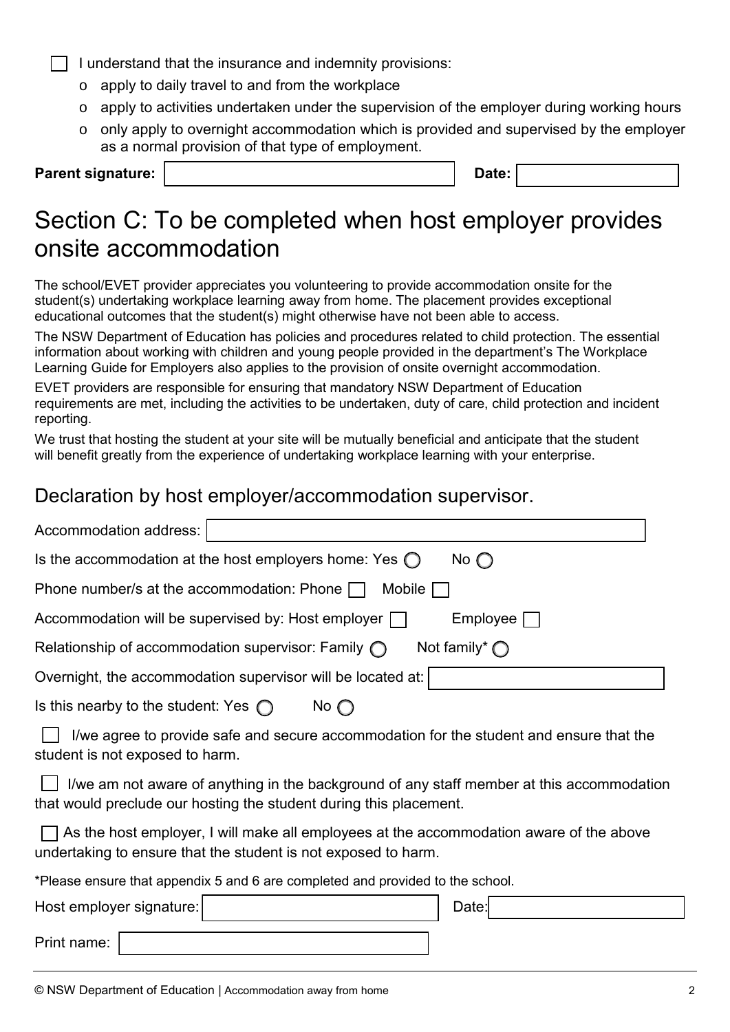☐ I understand that the insurance and indemnity provisions:

- apply to daily travel to and from the workplace
- apply to activities undertaken under the supervision of the employer during working hours
- only apply to overnight accommodation which is provided and supervised by the employer as a normal provision of that type of employment.

**Parent signature:** ____________________ **Date:** ____________

# Section C: To be completed when host employer provides onsite accommodation

The school/EVET provider appreciates you volunteering to provide accommodation onsite for the student(s) undertaking workplace learning away from home. The placement provides exceptional educational outcomes that the student(s) might otherwise have not been able to access.

The NSW Department of Education has policies and procedures related to child protection. The essential information about working with children and young people provided in the department's The Workplace Learning Guide for Employers also applies to the provision of onsite overnight accommodation.

EVET providers are responsible for ensuring that mandatory NSW Department of Education requirements are met, including the activities to be undertaken, duty of care, child protection and incident reporting.

We trust that hosting the student at your site will be mutually beneficial and anticipate that the student will benefit greatly from the experience of undertaking workplace learning with your enterprise.

## Declaration by host employer/accommodation supervisor.

Accommodation address: ____________________

Is the accommodation at the host employers home: Yes ○ No ○

Phone number/s at the accommodation: Phone ☐ Mobile ☐

Accommodation will be supervised by: Host employer ☐ Employee ☐

Relationship of accommodation supervisor: Family ○ Not family* ○

Overnight, the accommodation supervisor will be located at: ____________________

Is this nearby to the student: Yes ○ No ○

☐ I/we agree to provide safe and secure accommodation for the student and ensure that the student is not exposed to harm.

☐ I/we am not aware of anything in the background of any staff member at this accommodation that would preclude our hosting the student during this placement.

☐ As the host employer, I will make all employees at the accommodation aware of the above undertaking to ensure that the student is not exposed to harm.

*Please ensure that appendix 5 and 6 are completed and provided to the school.

Host employer signature: ____________________ Date: ____________

Print name: ____________________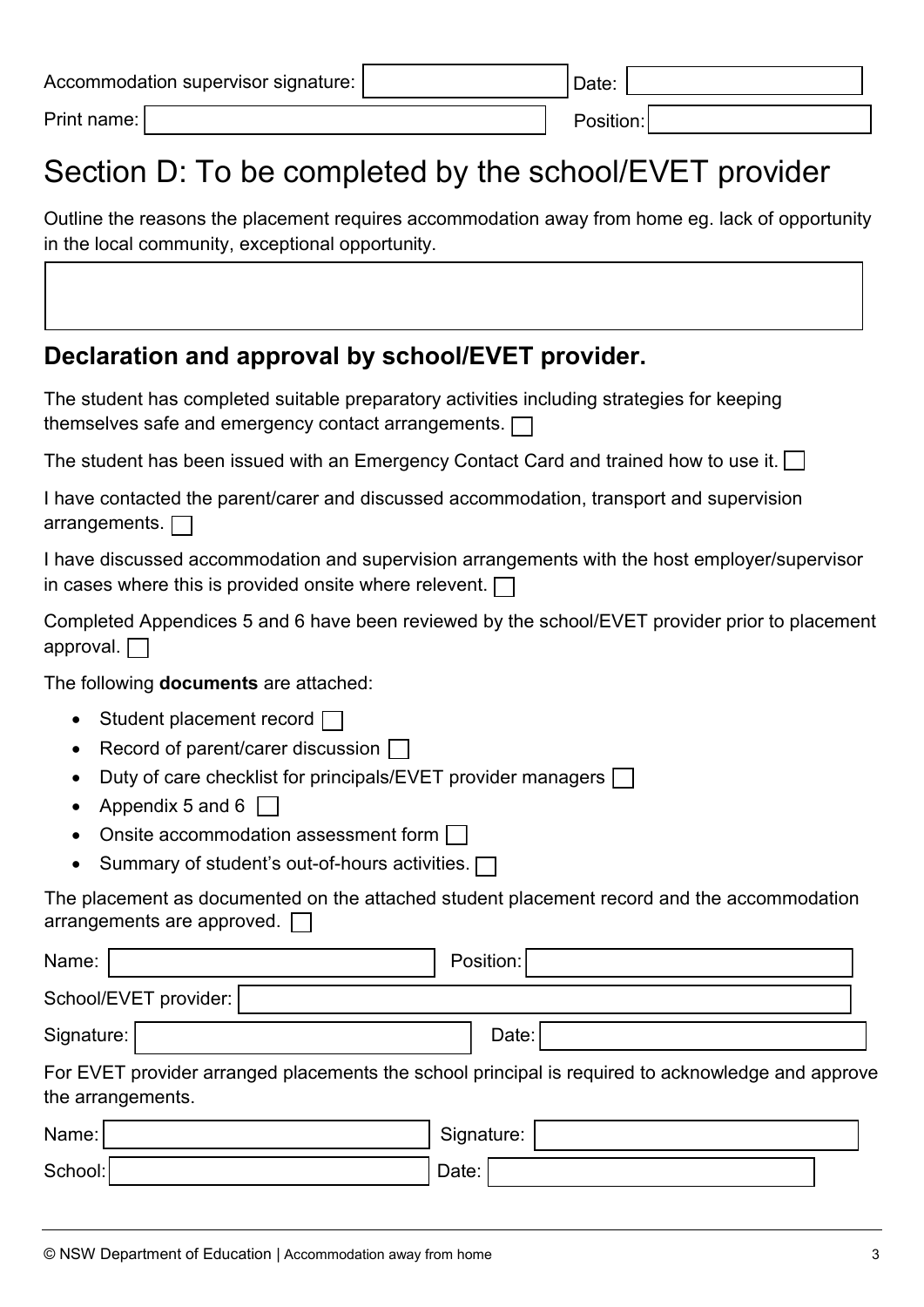Accommodation supervisor signature: ______________ Date: ______________

Print name: ______________ Position: ______________

# Section D: To be completed by the school/EVET provider

Outline the reasons the placement requires accommodation away from home eg. lack of opportunity in the local community, exceptional opportunity.

______________

## Declaration and approval by school/EVET provider.

The student has completed suitable preparatory activities including strategies for keeping themselves safe and emergency contact arrangements. ☐

The student has been issued with an Emergency Contact Card and trained how to use it. ☐

I have contacted the parent/carer and discussed accommodation, transport and supervision arrangements. ☐

I have discussed accommodation and supervision arrangements with the host employer/supervisor in cases where this is provided onsite where relevent. ☐

Completed Appendices 5 and 6 have been reviewed by the school/EVET provider prior to placement approval. ☐

The following **documents** are attached:

- Student placement record ☐
- Record of parent/carer discussion ☐
- Duty of care checklist for principals/EVET provider managers ☐
- Appendix 5 and 6 ☐
- Onsite accommodation assessment form ☐
- Summary of student's out-of-hours activities. ☐

The placement as documented on the attached student placement record and the accommodation arrangements are approved. ☐

Name: ______________ Position: ______________

School/EVET provider: ______________

Signature: ______________ Date: ______________

For EVET provider arranged placements the school principal is required to acknowledge and approve the arrangements.

Name: ______________ Signature: ______________

School: ______________ Date: ______________